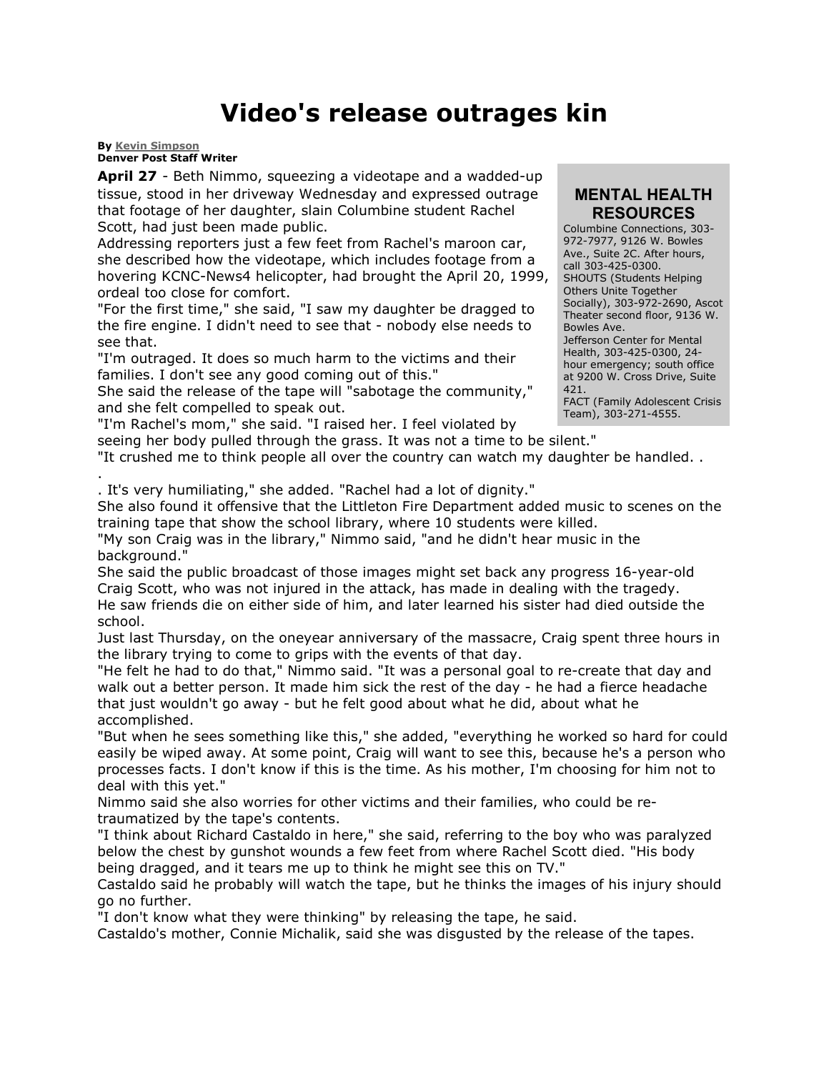# Video's release outrages kin

**By** Kevin Simpson
**Denver Post Staff Writer**

**April 27** - Beth Nimmo, squeezing a videotape and a wadded-up tissue, stood in her driveway Wednesday and expressed outrage that footage of her daughter, slain Columbine student Rachel Scott, had just been made public.

Addressing reporters just a few feet from Rachel's maroon car, she described how the videotape, which includes footage from a hovering KCNC-News4 helicopter, had brought the April 20, 1999, ordeal too close for comfort.

"For the first time," she said, "I saw my daughter be dragged to the fire engine. I didn't need to see that - nobody else needs to see that.

"I'm outraged. It does so much harm to the victims and their families. I don't see any good coming out of this."

She said the release of the tape will "sabotage the community," and she felt compelled to speak out.

"I'm Rachel's mom," she said. "I raised her. I feel violated by seeing her body pulled through the grass. It was not a time to be silent."

"It crushed me to think people all over the country can watch my daughter be handled. . .
. It's very humiliating," she added. "Rachel had a lot of dignity."

She also found it offensive that the Littleton Fire Department added music to scenes on the training tape that show the school library, where 10 students were killed.

"My son Craig was in the library," Nimmo said, "and he didn't hear music in the background."

She said the public broadcast of those images might set back any progress 16-year-old Craig Scott, who was not injured in the attack, has made in dealing with the tragedy.

He saw friends die on either side of him, and later learned his sister had died outside the school.

Just last Thursday, on the oneyear anniversary of the massacre, Craig spent three hours in the library trying to come to grips with the events of that day.

"He felt he had to do that," Nimmo said. "It was a personal goal to re-create that day and walk out a better person. It made him sick the rest of the day - he had a fierce headache that just wouldn't go away - but he felt good about what he did, about what he accomplished.

"But when he sees something like this," she added, "everything he worked so hard for could easily be wiped away. At some point, Craig will want to see this, because he's a person who processes facts. I don't know if this is the time. As his mother, I'm choosing for him not to deal with this yet."

Nimmo said she also worries for other victims and their families, who could be re-traumatized by the tape's contents.

"I think about Richard Castaldo in here," she said, referring to the boy who was paralyzed below the chest by gunshot wounds a few feet from where Rachel Scott died. "His body being dragged, and it tears me up to think he might see this on TV."

Castaldo said he probably will watch the tape, but he thinks the images of his injury should go no further.

"I don't know what they were thinking" by releasing the tape, he said.

Castaldo's mother, Connie Michalik, said she was disgusted by the release of the tapes.

## MENTAL HEALTH RESOURCES

Columbine Connections, 303-972-7977, 9126 W. Bowles Ave., Suite 2C. After hours, call 303-425-0300.
SHOUTS (Students Helping Others Unite Together Socially), 303-972-2690, Ascot Theater second floor, 9136 W. Bowles Ave.
Jefferson Center for Mental Health, 303-425-0300, 24-hour emergency; south office at 9200 W. Cross Drive, Suite 421.
FACT (Family Adolescent Crisis Team), 303-271-4555.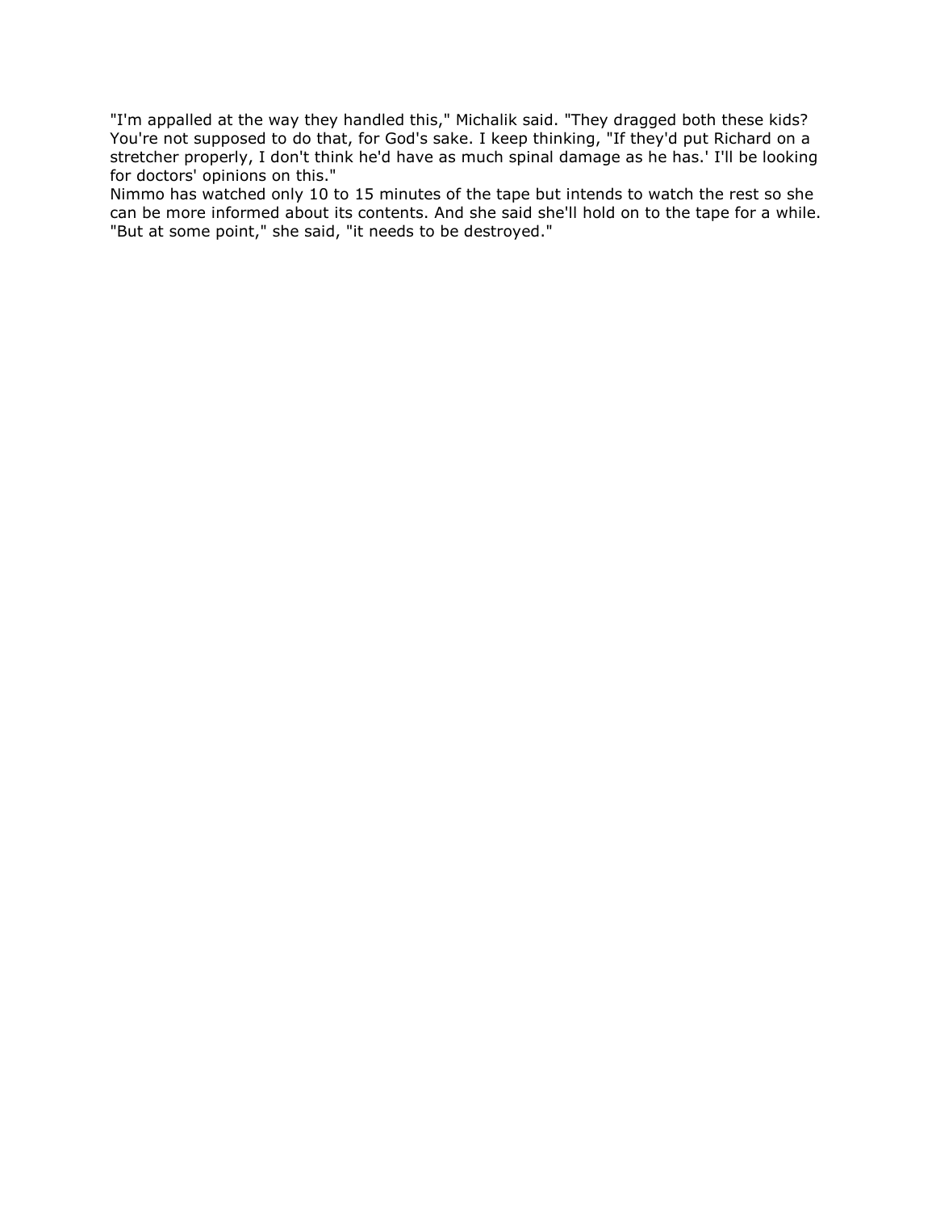"I'm appalled at the way they handled this," Michalik said. "They dragged both these kids? You're not supposed to do that, for God's sake. I keep thinking, "If they'd put Richard on a stretcher properly, I don't think he'd have as much spinal damage as he has.' I'll be looking for doctors' opinions on this."

Nimmo has watched only 10 to 15 minutes of the tape but intends to watch the rest so she can be more informed about its contents. And she said she'll hold on to the tape for a while. "But at some point," she said, "it needs to be destroyed."